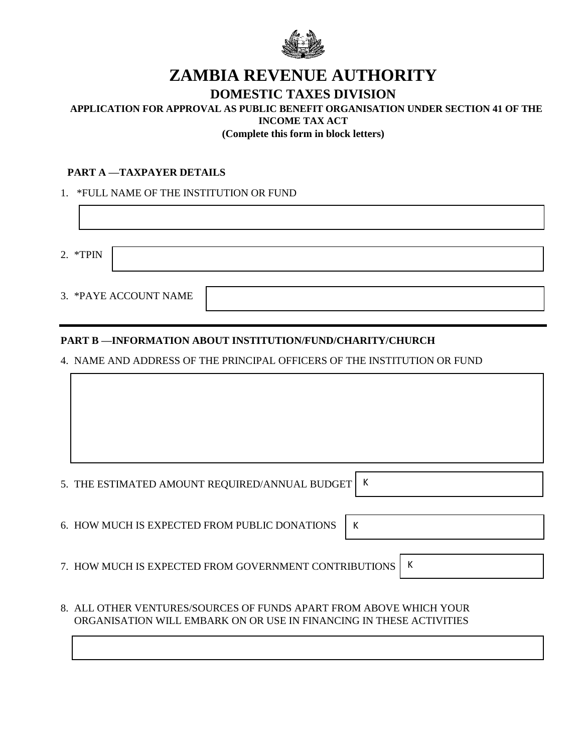# ZAMBIA REVENUE AUTHORITY

## DOMESTIC TAXES DIVISION

**APPLICATION FOR APPROVAL AS PUBLIC BENEFIT ORGANISATION UNDER SECTION 41 OF THE INCOME TAX ACT**

**(Complete this form in block letters)**

**PART A —TAXPAYER DETAILS**

1. *FULL NAME OF THE INSTITUTION OR FUND

2. *TPIN

3. *PAYE ACCOUNT NAME

**PART B —INFORMATION ABOUT INSTITUTION/FUND/CHARITY/CHURCH**

4. NAME AND ADDRESS OF THE PRINCIPAL OFFICERS OF THE INSTITUTION OR FUND

5. THE ESTIMATED AMOUNT REQUIRED/ANNUAL BUDGET K

6. HOW MUCH IS EXPECTED FROM PUBLIC DONATIONS K

7. HOW MUCH IS EXPECTED FROM GOVERNMENT CONTRIBUTIONS K

8. ALL OTHER VENTURES/SOURCES OF FUNDS APART FROM ABOVE WHICH YOUR ORGANISATION WILL EMBARK ON OR USE IN FINANCING IN THESE ACTIVITIES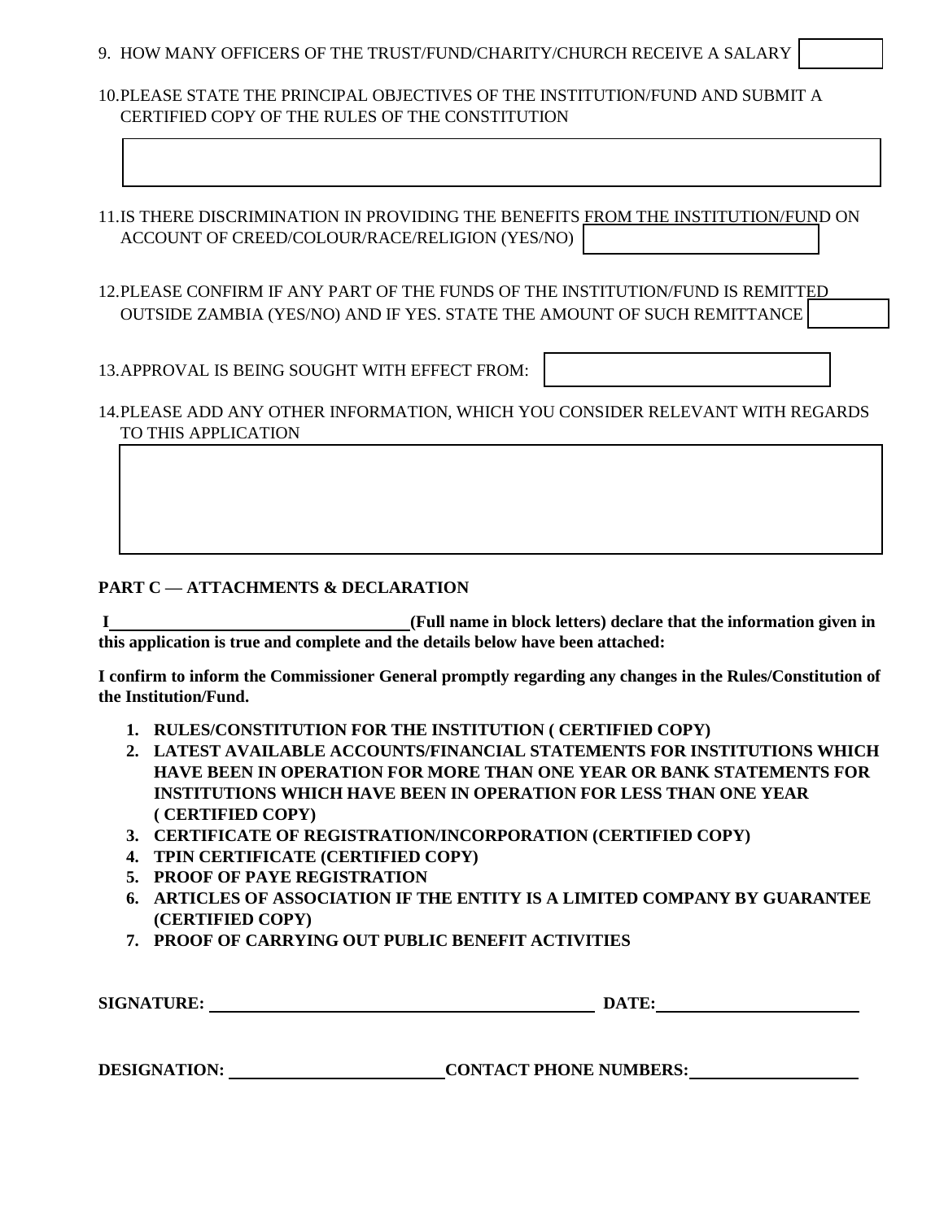9. HOW MANY OFFICERS OF THE TRUST/FUND/CHARITY/CHURCH RECEIVE A SALARY

10. PLEASE STATE THE PRINCIPAL OBJECTIVES OF THE INSTITUTION/FUND AND SUBMIT A CERTIFIED COPY OF THE RULES OF THE CONSTITUTION

11. IS THERE DISCRIMINATION IN PROVIDING THE BENEFITS FROM THE INSTITUTION/FUND ON ACCOUNT OF CREED/COLOUR/RACE/RELIGION (YES/NO)

12. PLEASE CONFIRM IF ANY PART OF THE FUNDS OF THE INSTITUTION/FUND IS REMITTED OUTSIDE ZAMBIA (YES/NO) AND IF YES. STATE THE AMOUNT OF SUCH REMITTANCE

13. APPROVAL IS BEING SOUGHT WITH EFFECT FROM:

14. PLEASE ADD ANY OTHER INFORMATION, WHICH YOU CONSIDER RELEVANT WITH REGARDS TO THIS APPLICATION

**PART C — ATTACHMENTS & DECLARATION**

**I \_\_\_\_\_\_\_\_\_\_\_\_\_\_\_\_\_\_\_\_\_\_\_\_\_\_\_\_\_\_\_\_(Full name in block letters) declare that the information given in this application is true and complete and the details below have been attached:**

**I confirm to inform the Commissioner General promptly regarding any changes in the Rules/Constitution of the Institution/Fund.**

1. **RULES/CONSTITUTION FOR THE INSTITUTION ( CERTIFIED COPY)**
2. **LATEST AVAILABLE ACCOUNTS/FINANCIAL STATEMENTS FOR INSTITUTIONS WHICH HAVE BEEN IN OPERATION FOR MORE THAN ONE YEAR OR BANK STATEMENTS FOR INSTITUTIONS WHICH HAVE BEEN IN OPERATION FOR LESS THAN ONE YEAR ( CERTIFIED COPY)**
3. **CERTIFICATE OF REGISTRATION/INCORPORATION (CERTIFIED COPY)**
4. **TPIN CERTIFICATE (CERTIFIED COPY)**
5. **PROOF OF PAYE REGISTRATION**
6. **ARTICLES OF ASSOCIATION IF THE ENTITY IS A LIMITED COMPANY BY GUARANTEE (CERTIFIED COPY)**
7. **PROOF OF CARRYING OUT PUBLIC BENEFIT ACTIVITIES**

**SIGNATURE:** \_\_\_\_\_\_\_\_\_\_\_\_\_\_\_\_\_\_\_\_\_\_\_\_\_\_\_\_\_\_\_\_ **DATE:** \_\_\_\_\_\_\_\_\_\_\_\_\_\_\_\_\_\_\_\_

**DESIGNATION:** \_\_\_\_\_\_\_\_\_\_\_\_\_\_\_\_\_\_\_\_ **CONTACT PHONE NUMBERS:** \_\_\_\_\_\_\_\_\_\_\_\_\_\_\_\_\_\_\_\_